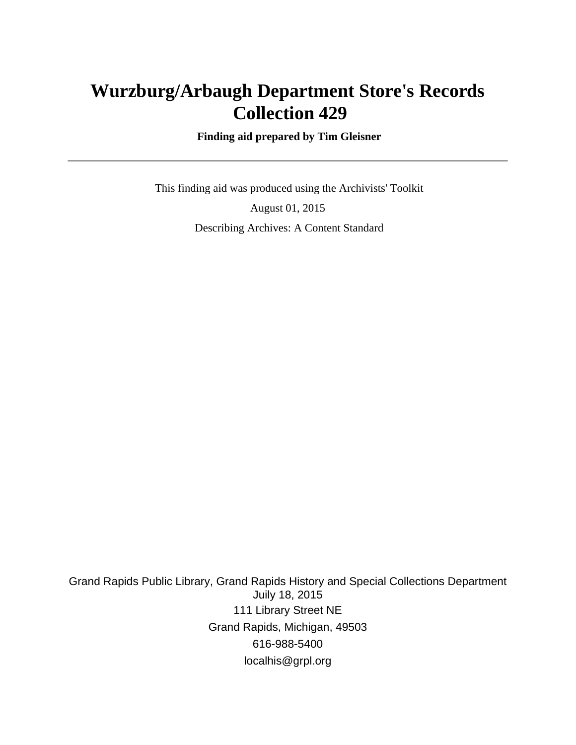# Wurzburg/Arbaugh Department Store's Records
# Collection 429

**Finding aid prepared by Tim Gleisner**

---

This finding aid was produced using the Archivists' Toolkit

August 01, 2015

Describing Archives: A Content Standard

Grand Rapids Public Library, Grand Rapids History and Special Collections Department
Juily 18, 2015
111 Library Street NE
Grand Rapids, Michigan, 49503
616-988-5400
localhis@grpl.org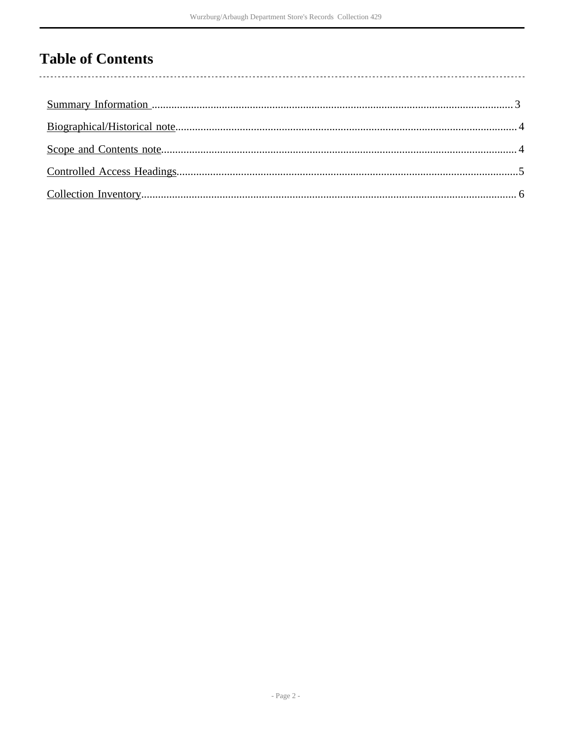# Table of Contents

Summary Information .......................................................... 3

Biographical/Historical note.................................................. 4

Scope and Contents note....................................................... 4

Controlled Access Headings.................................................... 5

Collection Inventory.......................................................... 6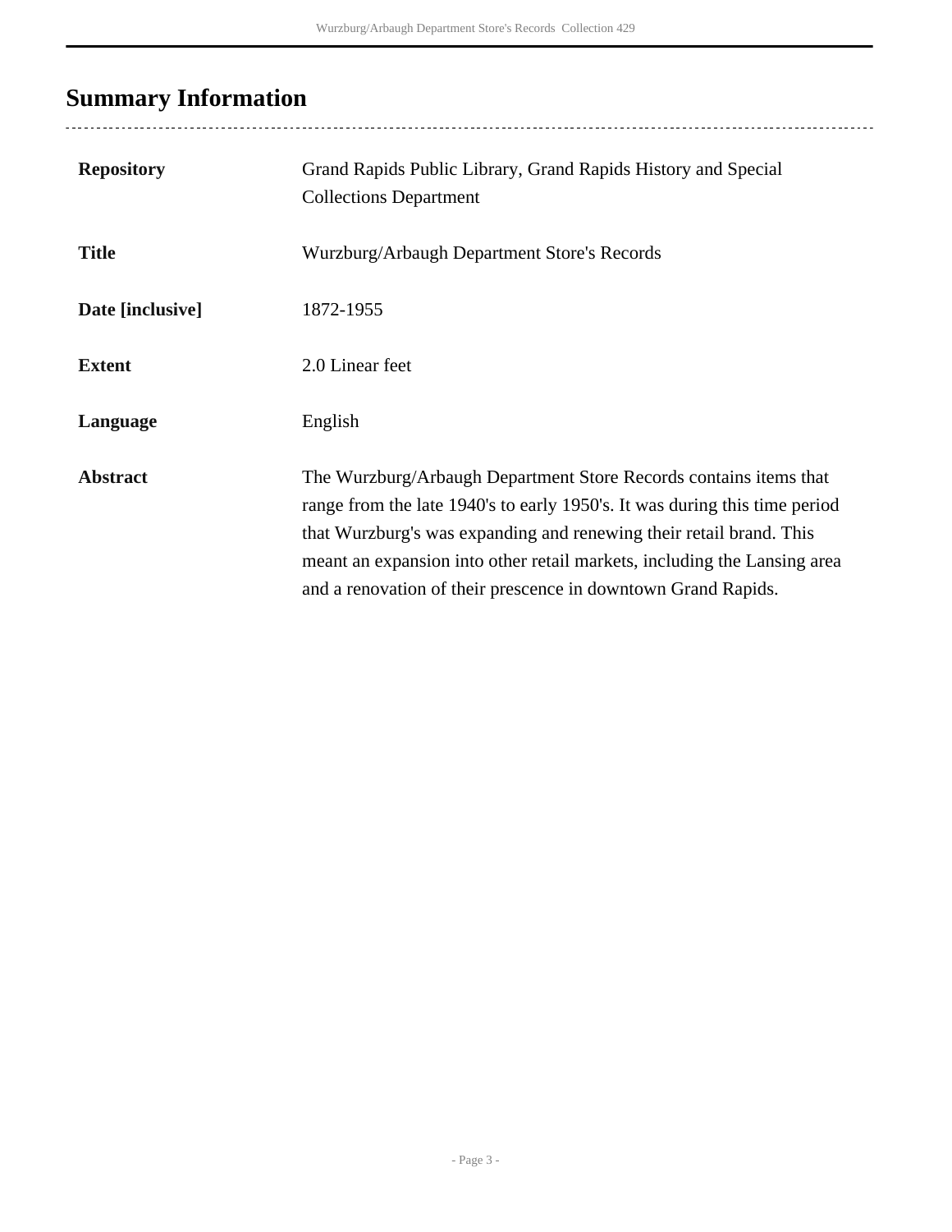## Summary Information

| | |
|---|---|
| **Repository** | Grand Rapids Public Library, Grand Rapids History and Special Collections Department |
| **Title** | Wurzburg/Arbaugh Department Store's Records |
| **Date [inclusive]** | 1872-1955 |
| **Extent** | 2.0 Linear feet |
| **Language** | English |
| **Abstract** | The Wurzburg/Arbaugh Department Store Records contains items that range from the late 1940's to early 1950's. It was during this time period that Wurzburg's was expanding and renewing their retail brand. This meant an expansion into other retail markets, including the Lansing area and a renovation of their prescence in downtown Grand Rapids. |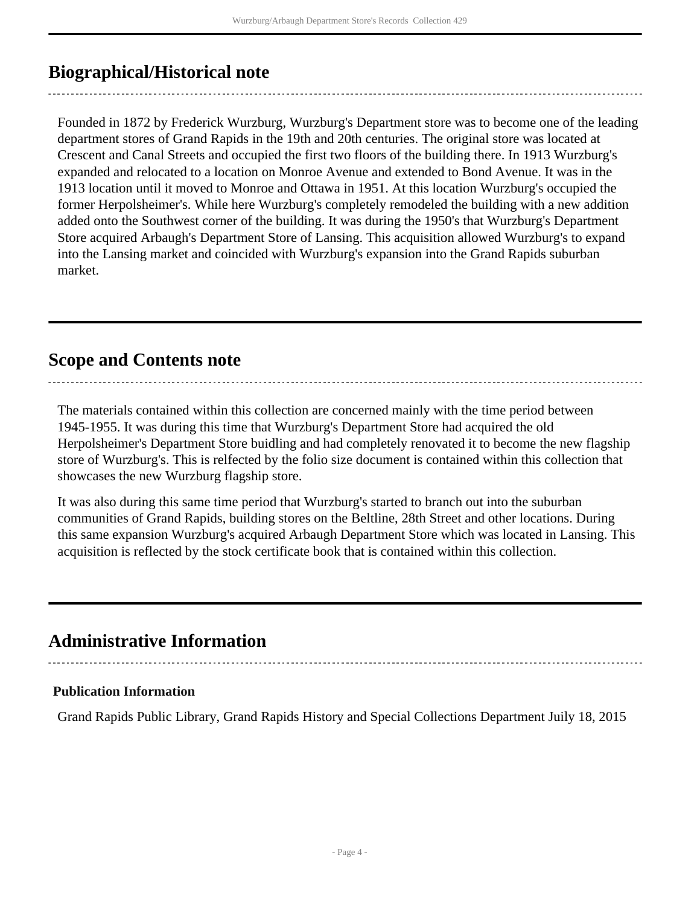## Biographical/Historical note

Founded in 1872 by Frederick Wurzburg, Wurzburg's Department store was to become one of the leading department stores of Grand Rapids in the 19th and 20th centuries. The original store was located at Crescent and Canal Streets and occupied the first two floors of the building there. In 1913 Wurzburg's expanded and relocated to a location on Monroe Avenue and extended to Bond Avenue. It was in the 1913 location until it moved to Monroe and Ottawa in 1951. At this location Wurzburg's occupied the former Herpolsheimer's. While here Wurzburg's completely remodeled the building with a new addition added onto the Southwest corner of the building. It was during the 1950's that Wurzburg's Department Store acquired Arbaugh's Department Store of Lansing. This acquisition allowed Wurzburg's to expand into the Lansing market and coincided with Wurzburg's expansion into the Grand Rapids suburban market.

## Scope and Contents note

The materials contained within this collection are concerned mainly with the time period between 1945-1955. It was during this time that Wurzburg's Department Store had acquired the old Herpolsheimer's Department Store buidling and had completely renovated it to become the new flagship store of Wurzburg's. This is relfected by the folio size document is contained within this collection that showcases the new Wurzburg flagship store.

It was also during this same time period that Wurzburg's started to branch out into the suburban communities of Grand Rapids, building stores on the Beltline, 28th Street and other locations. During this same expansion Wurzburg's acquired Arbaugh Department Store which was located in Lansing. This acquisition is reflected by the stock certificate book that is contained within this collection.

## Administrative Information

### Publication Information

Grand Rapids Public Library, Grand Rapids History and Special Collections Department Juily 18, 2015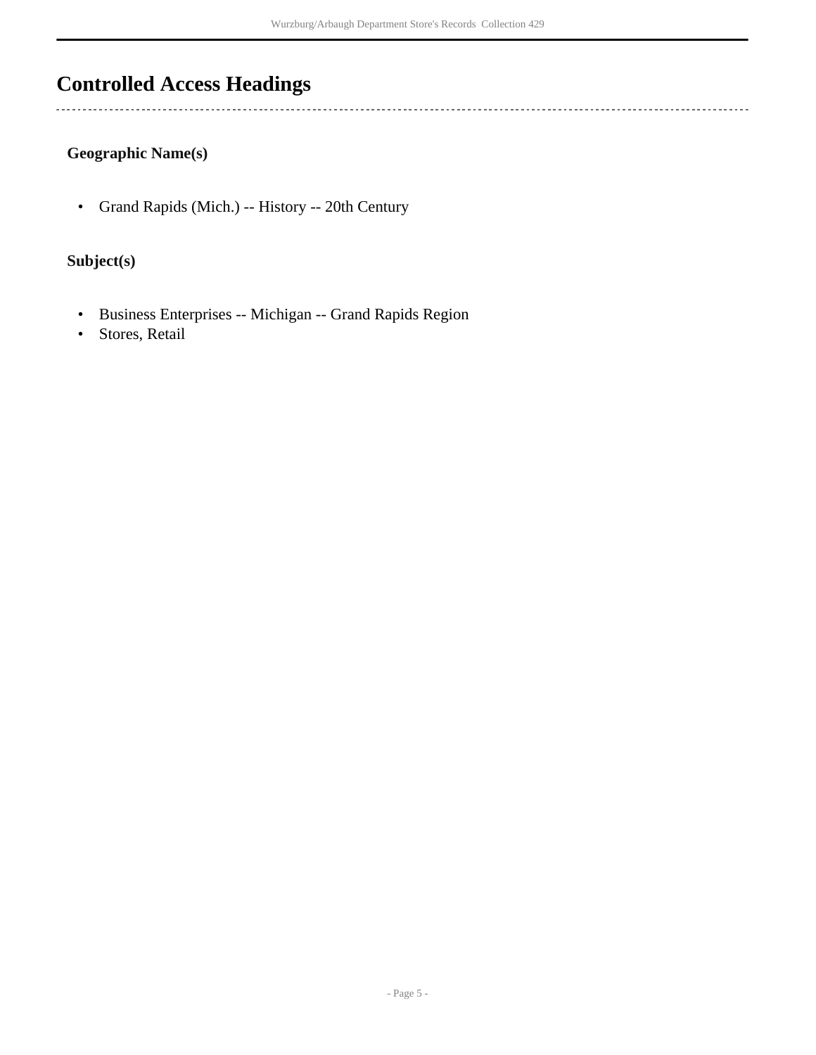## Controlled Access Headings

### Geographic Name(s)

- Grand Rapids (Mich.) -- History -- 20th Century

### Subject(s)

- Business Enterprises -- Michigan -- Grand Rapids Region
- Stores, Retail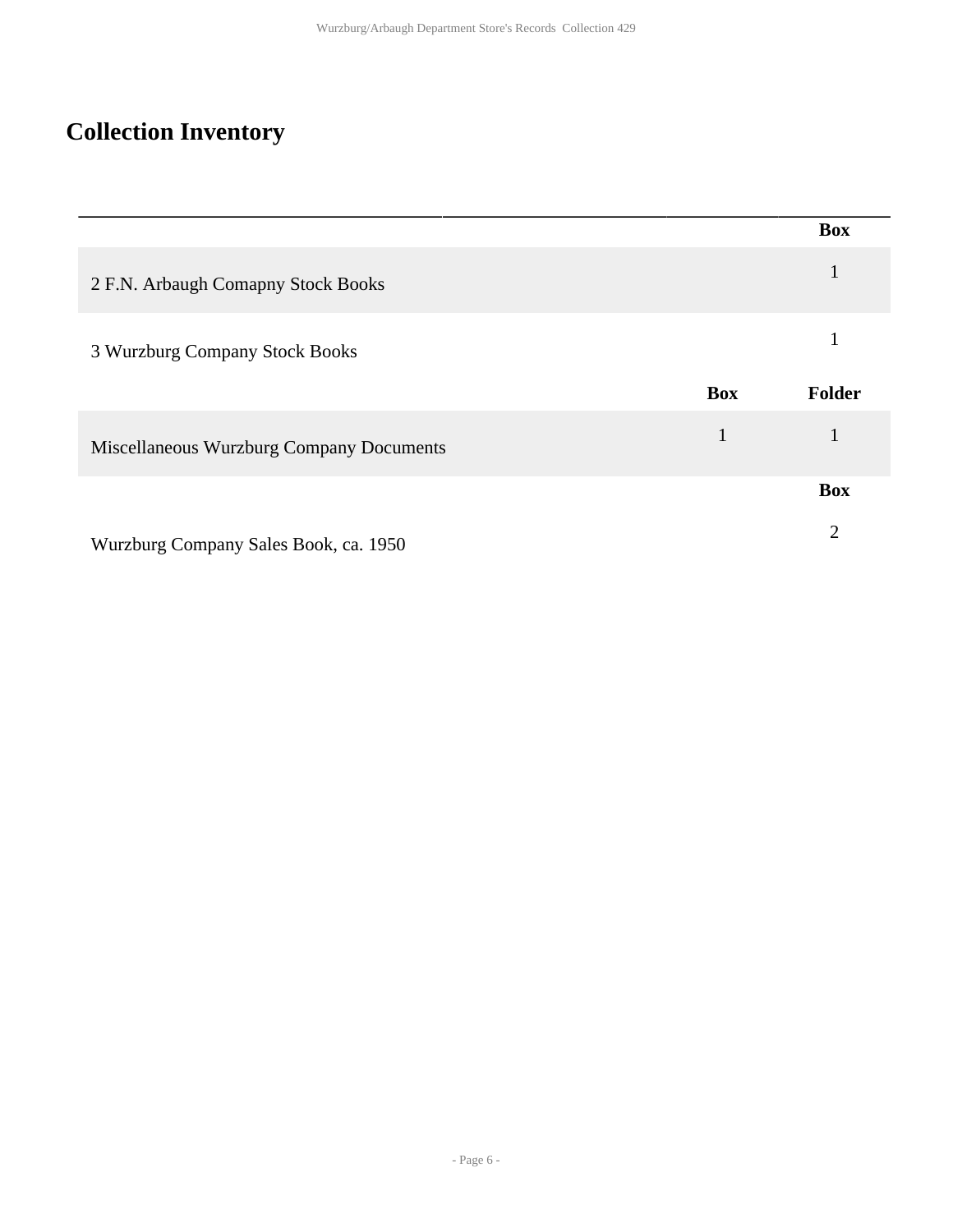# Collection Inventory

| | | Box |
|---|---|---|
| 2 F.N. Arbaugh Comapny Stock Books | | 1 |
| 3 Wurzburg Company Stock Books | | 1 |
| | **Box** | **Folder** |
| Miscellaneous Wurzburg Company Documents | 1 | 1 |
| | | **Box** |
| Wurzburg Company Sales Book, ca. 1950 | | 2 |